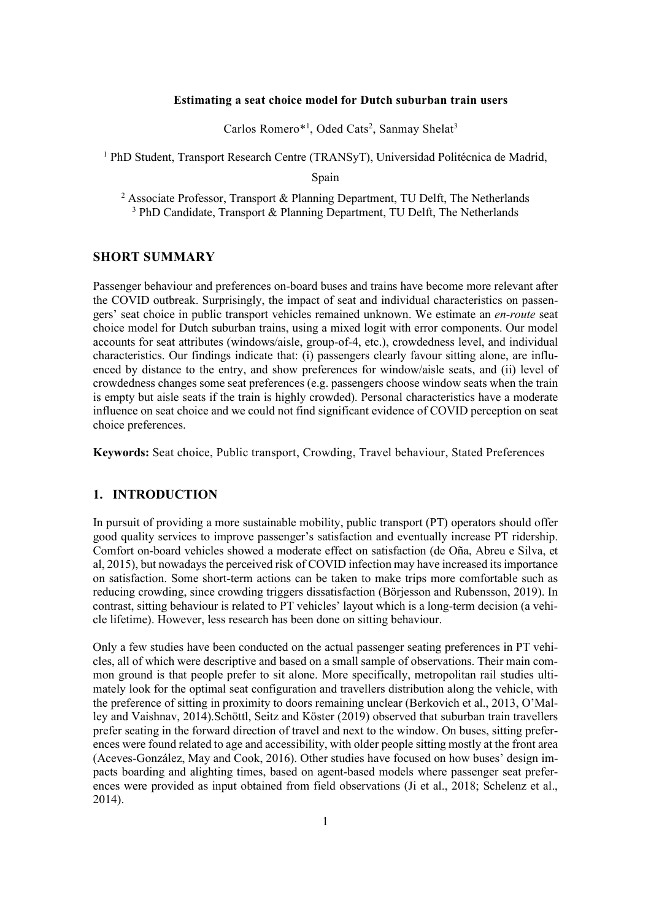**Estimating a seat choice model for Dutch suburban train users**

Carlos Romero*[1], Oded Cats[2], Sanmay Shelat[3]

[1] PhD Student, Transport Research Centre (TRANSyT), Universidad Politécnica de Madrid, Spain

[2] Associate Professor, Transport & Planning Department, TU Delft, The Netherlands

[3] PhD Candidate, Transport & Planning Department, TU Delft, The Netherlands

## SHORT SUMMARY

Passenger behaviour and preferences on-board buses and trains have become more relevant after the COVID outbreak. Surprisingly, the impact of seat and individual characteristics on passengers' seat choice in public transport vehicles remained unknown. We estimate an *en-route* seat choice model for Dutch suburban trains, using a mixed logit with error components. Our model accounts for seat attributes (windows/aisle, group-of-4, etc.), crowdedness level, and individual characteristics. Our findings indicate that: (i) passengers clearly favour sitting alone, are influenced by distance to the entry, and show preferences for window/aisle seats, and (ii) level of crowdedness changes some seat preferences (e.g. passengers choose window seats when the train is empty but aisle seats if the train is highly crowded). Personal characteristics have a moderate influence on seat choice and we could not find significant evidence of COVID perception on seat choice preferences.

**Keywords:** Seat choice, Public transport, Crowding, Travel behaviour, Stated Preferences

## 1. INTRODUCTION

In pursuit of providing a more sustainable mobility, public transport (PT) operators should offer good quality services to improve passenger's satisfaction and eventually increase PT ridership. Comfort on-board vehicles showed a moderate effect on satisfaction (de Oña, Abreu e Silva, et al, 2015), but nowadays the perceived risk of COVID infection may have increased its importance on satisfaction. Some short-term actions can be taken to make trips more comfortable such as reducing crowding, since crowding triggers dissatisfaction (Börjesson and Rubensson, 2019). In contrast, sitting behaviour is related to PT vehicles' layout which is a long-term decision (a vehicle lifetime). However, less research has been done on sitting behaviour.

Only a few studies have been conducted on the actual passenger seating preferences in PT vehicles, all of which were descriptive and based on a small sample of observations. Their main common ground is that people prefer to sit alone. More specifically, metropolitan rail studies ultimately look for the optimal seat configuration and travellers distribution along the vehicle, with the preference of sitting in proximity to doors remaining unclear (Berkovich et al., 2013, O'Malley and Vaishnav, 2014).Schöttl, Seitz and Köster (2019) observed that suburban train travellers prefer seating in the forward direction of travel and next to the window. On buses, sitting preferences were found related to age and accessibility, with older people sitting mostly at the front area (Aceves-González, May and Cook, 2016). Other studies have focused on how buses' design impacts boarding and alighting times, based on agent-based models where passenger seat preferences were provided as input obtained from field observations (Ji et al., 2018; Schelenz et al., 2014).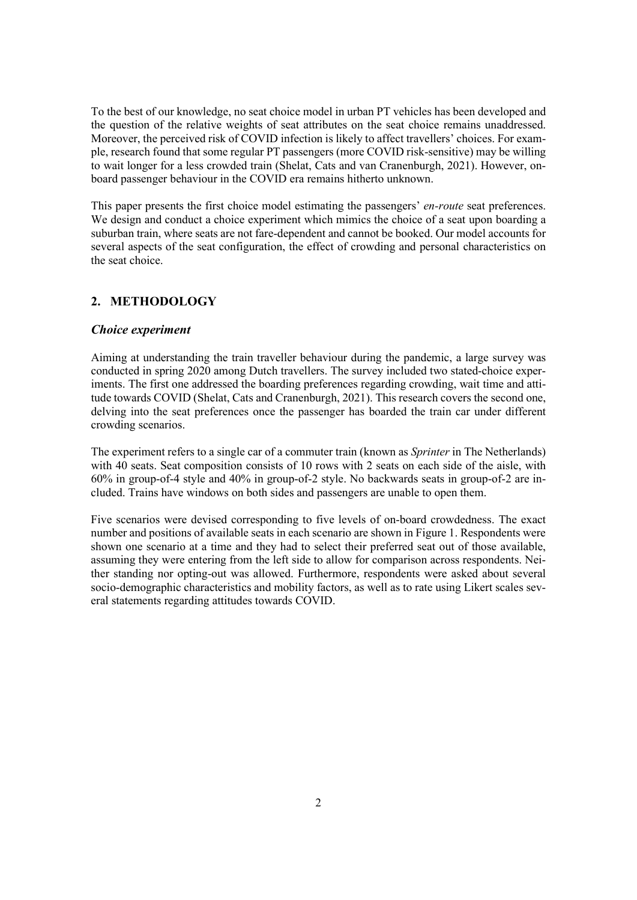To the best of our knowledge, no seat choice model in urban PT vehicles has been developed and the question of the relative weights of seat attributes on the seat choice remains unaddressed. Moreover, the perceived risk of COVID infection is likely to affect travellers' choices. For example, research found that some regular PT passengers (more COVID risk-sensitive) may be willing to wait longer for a less crowded train (Shelat, Cats and van Cranenburgh, 2021). However, on-board passenger behaviour in the COVID era remains hitherto unknown.

This paper presents the first choice model estimating the passengers' *en-route* seat preferences. We design and conduct a choice experiment which mimics the choice of a seat upon boarding a suburban train, where seats are not fare-dependent and cannot be booked. Our model accounts for several aspects of the seat configuration, the effect of crowding and personal characteristics on the seat choice.

## 2. METHODOLOGY

### *Choice experiment*

Aiming at understanding the train traveller behaviour during the pandemic, a large survey was conducted in spring 2020 among Dutch travellers. The survey included two stated-choice experiments. The first one addressed the boarding preferences regarding crowding, wait time and attitude towards COVID (Shelat, Cats and Cranenburgh, 2021). This research covers the second one, delving into the seat preferences once the passenger has boarded the train car under different crowding scenarios.

The experiment refers to a single car of a commuter train (known as *Sprinter* in The Netherlands) with 40 seats. Seat composition consists of 10 rows with 2 seats on each side of the aisle, with 60% in group-of-4 style and 40% in group-of-2 style. No backwards seats in group-of-2 are included. Trains have windows on both sides and passengers are unable to open them.

Five scenarios were devised corresponding to five levels of on-board crowdedness. The exact number and positions of available seats in each scenario are shown in Figure 1. Respondents were shown one scenario at a time and they had to select their preferred seat out of those available, assuming they were entering from the left side to allow for comparison across respondents. Neither standing nor opting-out was allowed. Furthermore, respondents were asked about several socio-demographic characteristics and mobility factors, as well as to rate using Likert scales several statements regarding attitudes towards COVID.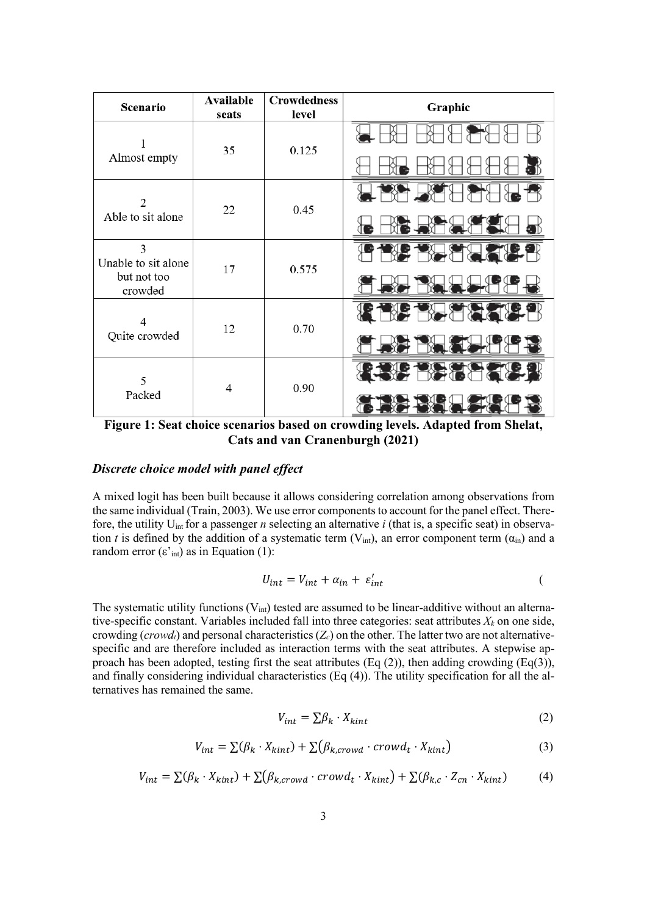| Scenario | Available seats | Crowdedness level | Graphic |
|---|---|---|---|
| 1 Almost empty | 35 | 0.125 | |
| 2 Able to sit alone | 22 | 0.45 | |
| 3 Unable to sit alone but not too crowded | 17 | 0.575 | |
| 4 Quite crowded | 12 | 0.70 | |
| 5 Packed | 4 | 0.90 | |

**Figure 1: Seat choice scenarios based on crowding levels. Adapted from Shelat, Cats and van Cranenburgh (2021)**

### *Discrete choice model with panel effect*

A mixed logit has been built because it allows considering correlation among observations from the same individual (Train, 2003). We use error components to account for the panel effect. Therefore, the utility $U_{int}$ for a passenger *n* selecting an alternative *i* (that is, a specific seat) in observation *t* is defined by the addition of a systematic term ($V_{int}$), an error component term ($\alpha_{in}$) and a random error ($\varepsilon'_{int}$) as in Equation (1):

$$U_{int} = V_{int} + \alpha_{in} + \varepsilon'_{int} \quad (1)$$

The systematic utility functions ($V_{int}$) tested are assumed to be linear-additive without an alternative-specific constant. Variables included fall into three categories: seat attributes $X_k$ on one side, crowding ($crowd_t$) and personal characteristics ($Z_c$) on the other. The latter two are not alternative-specific and are therefore included as interaction terms with the seat attributes. A stepwise approach has been adopted, testing first the seat attributes (Eq (2)), then adding crowding (Eq(3)), and finally considering individual characteristics (Eq (4)). The utility specification for all the alternatives has remained the same.

$$V_{int} = \sum \beta_k \cdot X_{kint} \quad (2)$$

$$V_{int} = \sum (\beta_k \cdot X_{kint}) + \sum (\beta_{k,crowd} \cdot crowd_t \cdot X_{kint}) \quad (3)$$

$$V_{int} = \sum (\beta_k \cdot X_{kint}) + \sum (\beta_{k,crowd} \cdot crowd_t \cdot X_{kint}) + \sum (\beta_{k,c} \cdot Z_{cn} \cdot X_{kint}) \quad (4)$$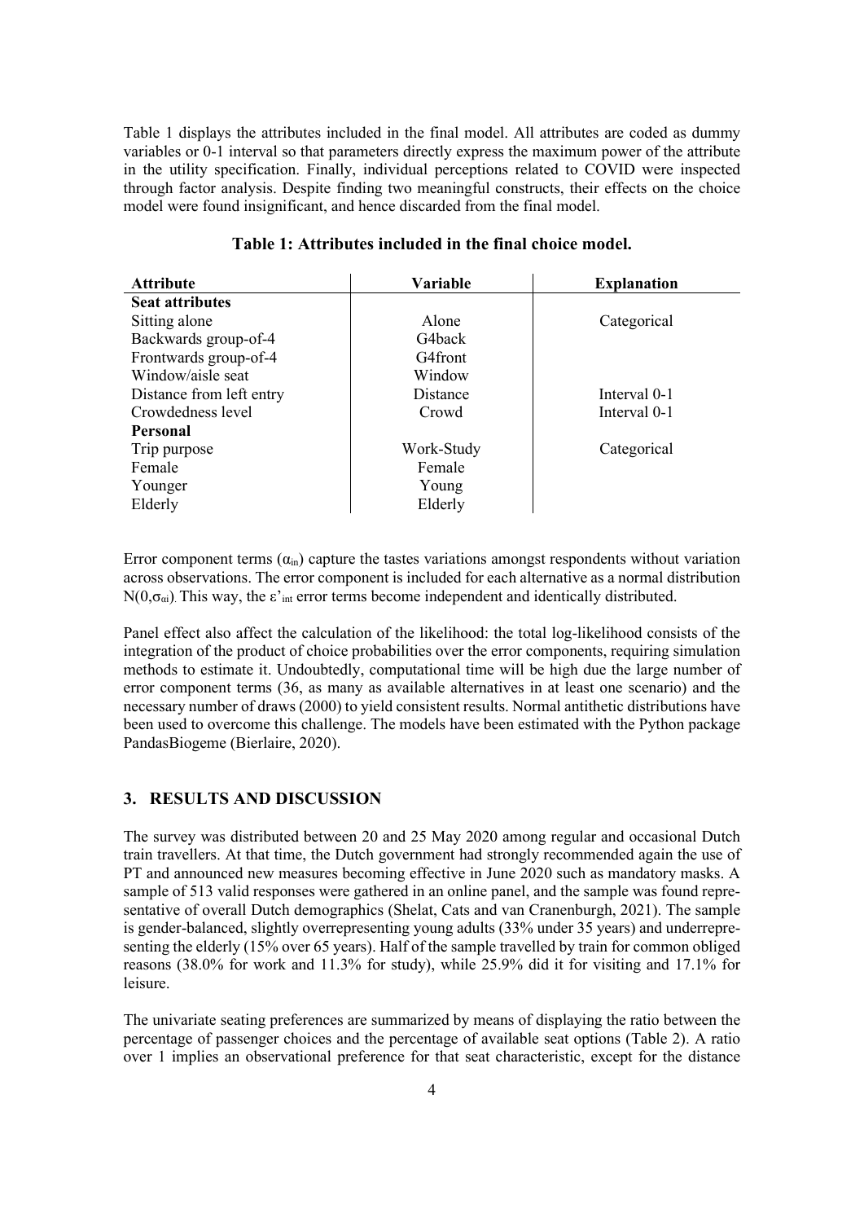Table 1 displays the attributes included in the final model. All attributes are coded as dummy variables or 0-1 interval so that parameters directly express the maximum power of the attribute in the utility specification. Finally, individual perceptions related to COVID were inspected through factor analysis. Despite finding two meaningful constructs, their effects on the choice model were found insignificant, and hence discarded from the final model.

**Table 1: Attributes included in the final choice model.**

| Attribute | Variable | Explanation |
|---|---|---|
| **Seat attributes** | | |
| Sitting alone | Alone | Categorical |
| Backwards group-of-4 | G4back | |
| Frontwards group-of-4 | G4front | |
| Window/aisle seat | Window | |
| Distance from left entry | Distance | Interval 0-1 |
| Crowdedness level | Crowd | Interval 0-1 |
| **Personal** | | |
| Trip purpose | Work-Study | Categorical |
| Female | Female | |
| Younger | Young | |
| Elderly | Elderly | |

Error component terms ($\alpha_{in}$) capture the tastes variations amongst respondents without variation across observations. The error component is included for each alternative as a normal distribution $N(0,\sigma_{\alpha i})$. This way, the $\varepsilon'_{int}$ error terms become independent and identically distributed.

Panel effect also affect the calculation of the likelihood: the total log-likelihood consists of the integration of the product of choice probabilities over the error components, requiring simulation methods to estimate it. Undoubtedly, computational time will be high due the large number of error component terms (36, as many as available alternatives in at least one scenario) and the necessary number of draws (2000) to yield consistent results. Normal antithetic distributions have been used to overcome this challenge. The models have been estimated with the Python package PandasBiogeme (Bierlaire, 2020).

## 3. RESULTS AND DISCUSSION

The survey was distributed between 20 and 25 May 2020 among regular and occasional Dutch train travellers. At that time, the Dutch government had strongly recommended again the use of PT and announced new measures becoming effective in June 2020 such as mandatory masks. A sample of 513 valid responses were gathered in an online panel, and the sample was found representative of overall Dutch demographics (Shelat, Cats and van Cranenburgh, 2021). The sample is gender-balanced, slightly overrepresenting young adults (33% under 35 years) and underrepresenting the elderly (15% over 65 years). Half of the sample travelled by train for common obliged reasons (38.0% for work and 11.3% for study), while 25.9% did it for visiting and 17.1% for leisure.

The univariate seating preferences are summarized by means of displaying the ratio between the percentage of passenger choices and the percentage of available seat options (Table 2). A ratio over 1 implies an observational preference for that seat characteristic, except for the distance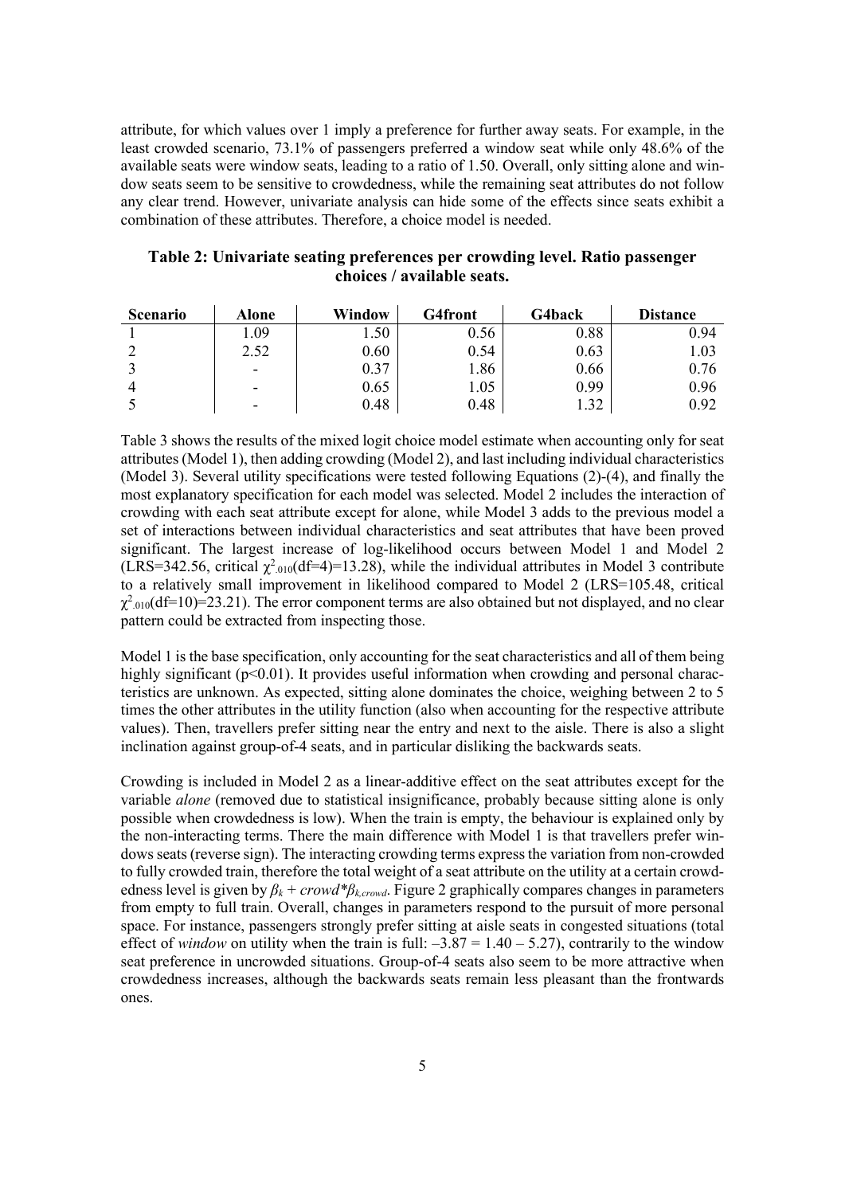attribute, for which values over 1 imply a preference for further away seats. For example, in the least crowded scenario, 73.1% of passengers preferred a window seat while only 48.6% of the available seats were window seats, leading to a ratio of 1.50. Overall, only sitting alone and window seats seem to be sensitive to crowdedness, while the remaining seat attributes do not follow any clear trend. However, univariate analysis can hide some of the effects since seats exhibit a combination of these attributes. Therefore, a choice model is needed.

**Table 2: Univariate seating preferences per crowding level. Ratio passenger choices / available seats.**

| Scenario | Alone | Window | G4front | G4back | Distance |
|---|---|---|---|---|---|
| 1 | 1.09 | 1.50 | 0.56 | 0.88 | 0.94 |
| 2 | 2.52 | 0.60 | 0.54 | 0.63 | 1.03 |
| 3 | - | 0.37 | 1.86 | 0.66 | 0.76 |
| 4 | - | 0.65 | 1.05 | 0.99 | 0.96 |
| 5 | - | 0.48 | 0.48 | 1.32 | 0.92 |

Table 3 shows the results of the mixed logit choice model estimate when accounting only for seat attributes (Model 1), then adding crowding (Model 2), and last including individual characteristics (Model 3). Several utility specifications were tested following Equations (2)-(4), and finally the most explanatory specification for each model was selected. Model 2 includes the interaction of crowding with each seat attribute except for alone, while Model 3 adds to the previous model a set of interactions between individual characteristics and seat attributes that have been proved significant. The largest increase of log-likelihood occurs between Model 1 and Model 2 (LRS=342.56, critical $\chi^2_{.010}$(df=4)=13.28), while the individual attributes in Model 3 contribute to a relatively small improvement in likelihood compared to Model 2 (LRS=105.48, critical $\chi^2_{.010}$(df=10)=23.21). The error component terms are also obtained but not displayed, and no clear pattern could be extracted from inspecting those.

Model 1 is the base specification, only accounting for the seat characteristics and all of them being highly significant ($p<0.01$). It provides useful information when crowding and personal characteristics are unknown. As expected, sitting alone dominates the choice, weighing between 2 to 5 times the other attributes in the utility function (also when accounting for the respective attribute values). Then, travellers prefer sitting near the entry and next to the aisle. There is also a slight inclination against group-of-4 seats, and in particular disliking the backwards seats.

Crowding is included in Model 2 as a linear-additive effect on the seat attributes except for the variable *alone* (removed due to statistical insignificance, probably because sitting alone is only possible when crowdedness is low). When the train is empty, the behaviour is explained only by the non-interacting terms. There the main difference with Model 1 is that travellers prefer windows seats (reverse sign). The interacting crowding terms express the variation from non-crowded to fully crowded train, therefore the total weight of a seat attribute on the utility at a certain crowdedness level is given by $\beta_k + crowd{*}\beta_{k,crowd}$. Figure 2 graphically compares changes in parameters from empty to full train. Overall, changes in parameters respond to the pursuit of more personal space. For instance, passengers strongly prefer sitting at aisle seats in congested situations (total effect of *window* on utility when the train is full: $-3.87 = 1.40 - 5.27$), contrarily to the window seat preference in uncrowded situations. Group-of-4 seats also seem to be more attractive when crowdedness increases, although the backwards seats remain less pleasant than the frontwards ones.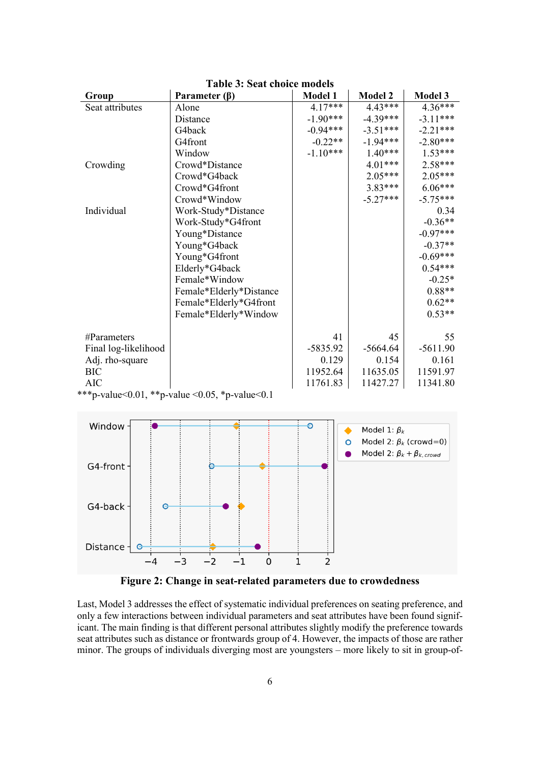**Table 3: Seat choice models**

| Group | Parameter (β) | Model 1 | Model 2 | Model 3 |
|---|---|---|---|---|
| Seat attributes | Alone | 4.17*** | 4.43*** | 4.36*** |
| | Distance | -1.90*** | -4.39*** | -3.11*** |
| | G4back | -0.94*** | -3.51*** | -2.21*** |
| | G4front | -0.22** | -1.94*** | -2.80*** |
| | Window | -1.10*** | 1.40*** | 1.53*** |
| Crowding | Crowd*Distance | | 4.01*** | 2.58*** |
| | Crowd*G4back | | 2.05*** | 2.05*** |
| | Crowd*G4front | | 3.83*** | 6.06*** |
| | Crowd*Window | | -5.27*** | -5.75*** |
| Individual | Work-Study*Distance | | | 0.34 |
| | Work-Study*G4front | | | -0.36** |
| | Young*Distance | | | -0.97*** |
| | Young*G4back | | | -0.37** |
| | Young*G4front | | | -0.69*** |
| | Elderly*G4back | | | 0.54*** |
| | Female*Window | | | -0.25* |
| | Female*Elderly*Distance | | | 0.88** |
| | Female*Elderly*G4front | | | 0.62** |
| | Female*Elderly*Window | | | 0.53** |
| #Parameters | | 41 | 45 | 55 |
| Final log-likelihood | | -5835.92 | -5664.64 | -5611.90 |
| Adj. rho-square | | 0.129 | 0.154 | 0.161 |
| BIC | | 11952.64 | 11635.05 | 11591.97 |
| AIC | | 11761.83 | 11427.27 | 11341.80 |

***p-value<0.01, **p-value <0.05, *p-value<0.1

**Figure 2: Change in seat-related parameters due to crowdedness**

Last, Model 3 addresses the effect of systematic individual preferences on seating preference, and only a few interactions between individual parameters and seat attributes have been found significant. The main finding is that different personal attributes slightly modify the preference towards seat attributes such as distance or frontwards group of 4. However, the impacts of those are rather minor. The groups of individuals diverging most are youngsters – more likely to sit in group-of-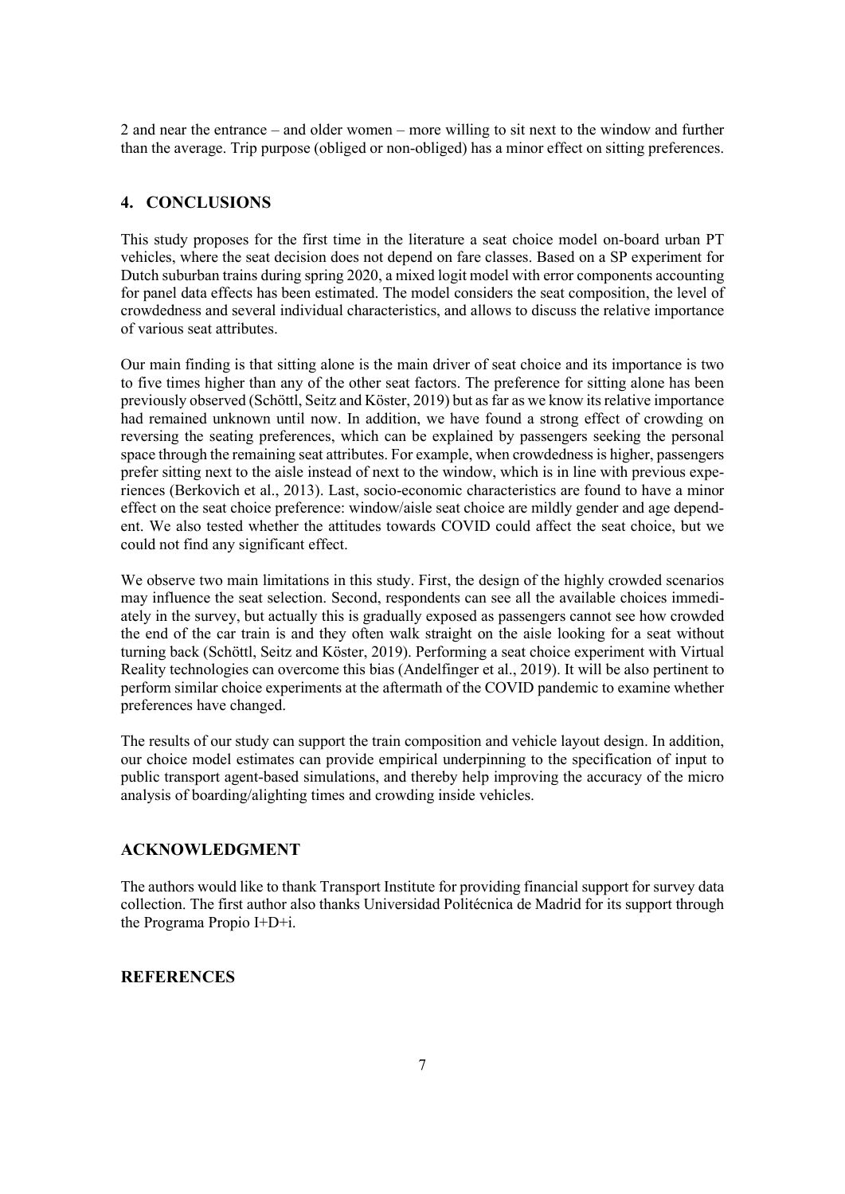2 and near the entrance – and older women – more willing to sit next to the window and further than the average. Trip purpose (obliged or non-obliged) has a minor effect on sitting preferences.

## 4. CONCLUSIONS

This study proposes for the first time in the literature a seat choice model on-board urban PT vehicles, where the seat decision does not depend on fare classes. Based on a SP experiment for Dutch suburban trains during spring 2020, a mixed logit model with error components accounting for panel data effects has been estimated. The model considers the seat composition, the level of crowdedness and several individual characteristics, and allows to discuss the relative importance of various seat attributes.

Our main finding is that sitting alone is the main driver of seat choice and its importance is two to five times higher than any of the other seat factors. The preference for sitting alone has been previously observed (Schöttl, Seitz and Köster, 2019) but as far as we know its relative importance had remained unknown until now. In addition, we have found a strong effect of crowding on reversing the seating preferences, which can be explained by passengers seeking the personal space through the remaining seat attributes. For example, when crowdedness is higher, passengers prefer sitting next to the aisle instead of next to the window, which is in line with previous experiences (Berkovich et al., 2013). Last, socio-economic characteristics are found to have a minor effect on the seat choice preference: window/aisle seat choice are mildly gender and age dependent. We also tested whether the attitudes towards COVID could affect the seat choice, but we could not find any significant effect.

We observe two main limitations in this study. First, the design of the highly crowded scenarios may influence the seat selection. Second, respondents can see all the available choices immediately in the survey, but actually this is gradually exposed as passengers cannot see how crowded the end of the car train is and they often walk straight on the aisle looking for a seat without turning back (Schöttl, Seitz and Köster, 2019). Performing a seat choice experiment with Virtual Reality technologies can overcome this bias (Andelfinger et al., 2019). It will be also pertinent to perform similar choice experiments at the aftermath of the COVID pandemic to examine whether preferences have changed.

The results of our study can support the train composition and vehicle layout design. In addition, our choice model estimates can provide empirical underpinning to the specification of input to public transport agent-based simulations, and thereby help improving the accuracy of the micro analysis of boarding/alighting times and crowding inside vehicles.

## ACKNOWLEDGMENT

The authors would like to thank Transport Institute for providing financial support for survey data collection. The first author also thanks Universidad Politécnica de Madrid for its support through the Programa Propio I+D+i.

## REFERENCES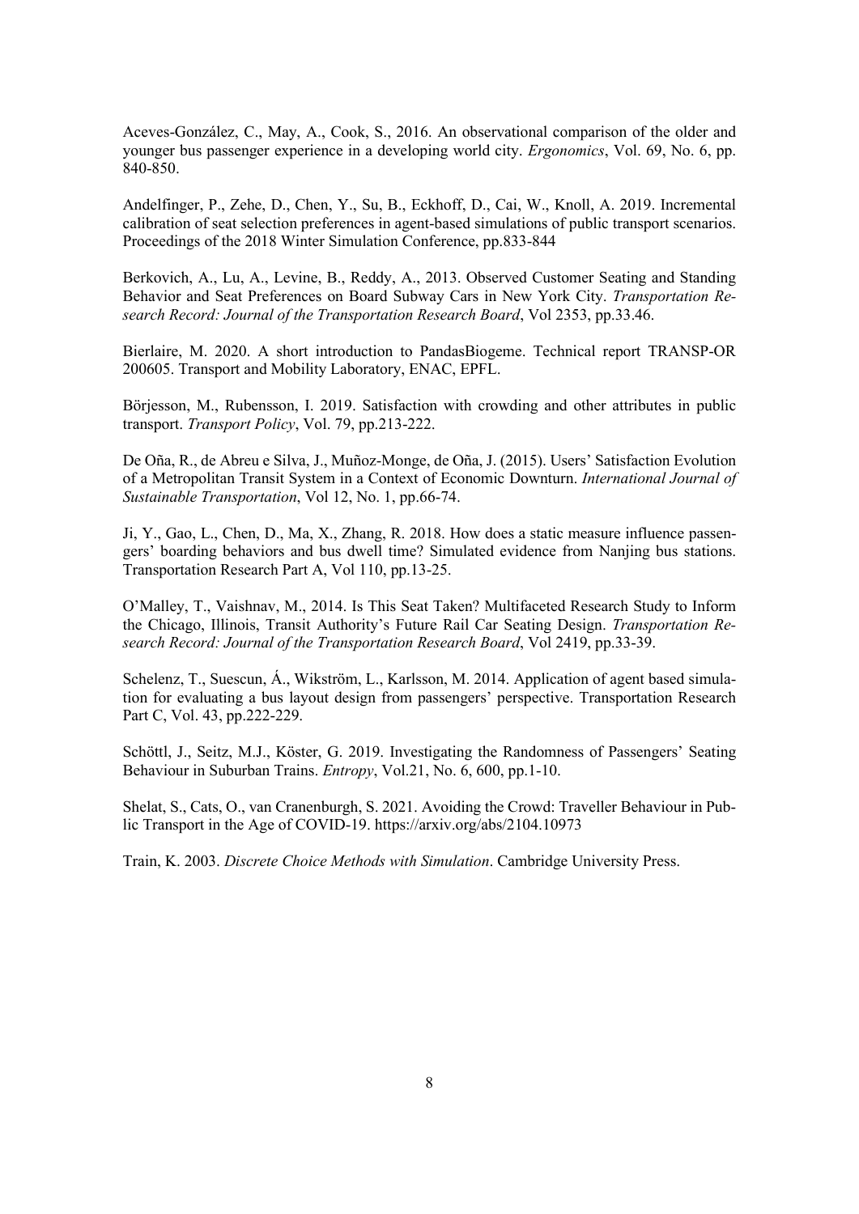Aceves-González, C., May, A., Cook, S., 2016. An observational comparison of the older and younger bus passenger experience in a developing world city. *Ergonomics*, Vol. 69, No. 6, pp. 840-850.

Andelfinger, P., Zehe, D., Chen, Y., Su, B., Eckhoff, D., Cai, W., Knoll, A. 2019. Incremental calibration of seat selection preferences in agent-based simulations of public transport scenarios. Proceedings of the 2018 Winter Simulation Conference, pp.833-844

Berkovich, A., Lu, A., Levine, B., Reddy, A., 2013. Observed Customer Seating and Standing Behavior and Seat Preferences on Board Subway Cars in New York City. *Transportation Research Record: Journal of the Transportation Research Board*, Vol 2353, pp.33.46.

Bierlaire, M. 2020. A short introduction to PandasBiogeme. Technical report TRANSP-OR 200605. Transport and Mobility Laboratory, ENAC, EPFL.

Börjesson, M., Rubensson, I. 2019. Satisfaction with crowding and other attributes in public transport. *Transport Policy*, Vol. 79, pp.213-222.

De Oña, R., de Abreu e Silva, J., Muñoz-Monge, de Oña, J. (2015). Users' Satisfaction Evolution of a Metropolitan Transit System in a Context of Economic Downturn. *International Journal of Sustainable Transportation*, Vol 12, No. 1, pp.66-74.

Ji, Y., Gao, L., Chen, D., Ma, X., Zhang, R. 2018. How does a static measure influence passengers' boarding behaviors and bus dwell time? Simulated evidence from Nanjing bus stations. Transportation Research Part A, Vol 110, pp.13-25.

O'Malley, T., Vaishnav, M., 2014. Is This Seat Taken? Multifaceted Research Study to Inform the Chicago, Illinois, Transit Authority's Future Rail Car Seating Design. *Transportation Research Record: Journal of the Transportation Research Board*, Vol 2419, pp.33-39.

Schelenz, T., Suescun, Á., Wikström, L., Karlsson, M. 2014. Application of agent based simulation for evaluating a bus layout design from passengers' perspective. Transportation Research Part C, Vol. 43, pp.222-229.

Schöttl, J., Seitz, M.J., Köster, G. 2019. Investigating the Randomness of Passengers' Seating Behaviour in Suburban Trains. *Entropy*, Vol.21, No. 6, 600, pp.1-10.

Shelat, S., Cats, O., van Cranenburgh, S. 2021. Avoiding the Crowd: Traveller Behaviour in Public Transport in the Age of COVID-19. https://arxiv.org/abs/2104.10973

Train, K. 2003. *Discrete Choice Methods with Simulation*. Cambridge University Press.